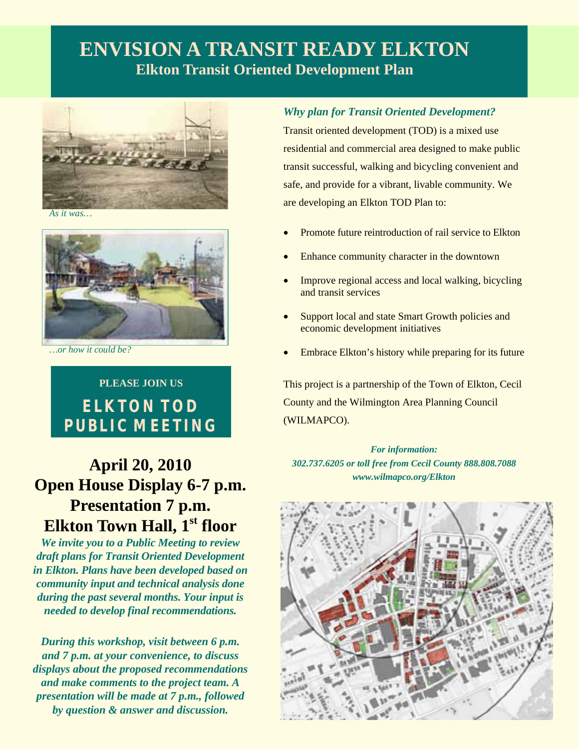# ENVISION A TRANSIT READY ELKTON

## Elkton Transit Oriented Development Plan

*As it was…*

*…or how it could be?*

**PLEASE JOIN US**

**ELKTON TOD PUBLIC MEETING**

**April 20, 2010**
**Open House Display 6-7 p.m.**
**Presentation 7 p.m.**
**Elkton Town Hall, 1st floor**

***We invite you to a Public Meeting to review draft plans for Transit Oriented Development in Elkton. Plans have been developed based on community input and technical analysis done during the past several months. Your input is needed to develop final recommendations.***

***During this workshop, visit between 6 p.m. and 7 p.m. at your convenience, to discuss displays about the proposed recommendations and make comments to the project team. A presentation will be made at 7 p.m., followed by question & answer and discussion.***

### *Why plan for Transit Oriented Development?*

Transit oriented development (TOD) is a mixed use residential and commercial area designed to make public transit successful, walking and bicycling convenient and safe, and provide for a vibrant, livable community. We are developing an Elkton TOD Plan to:

- Promote future reintroduction of rail service to Elkton
- Enhance community character in the downtown
- Improve regional access and local walking, bicycling and transit services
- Support local and state Smart Growth policies and economic development initiatives
- Embrace Elkton's history while preparing for its future

This project is a partnership of the Town of Elkton, Cecil County and the Wilmington Area Planning Council (WILMAPCO).

***For information:***
***302.737.6205 or toll free from Cecil County 888.808.7088***
***www.wilmapco.org/Elkton***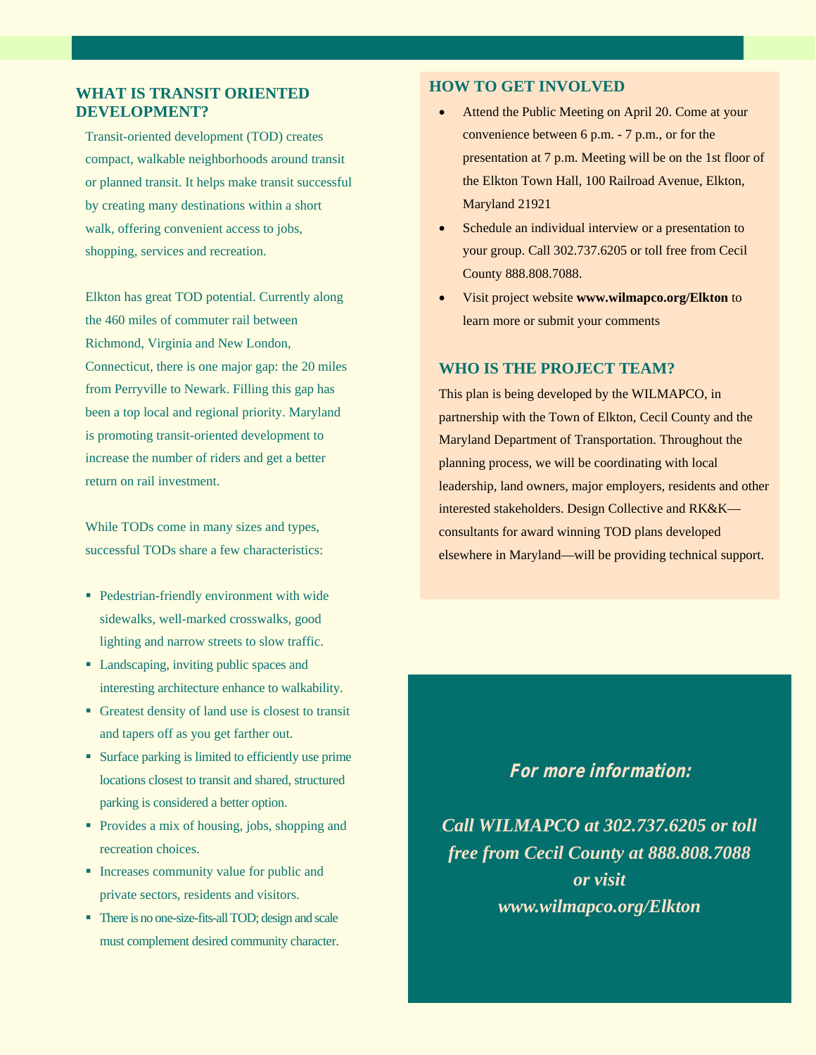## WHAT IS TRANSIT ORIENTED DEVELOPMENT?

Transit-oriented development (TOD) creates compact, walkable neighborhoods around transit or planned transit. It helps make transit successful by creating many destinations within a short walk, offering convenient access to jobs, shopping, services and recreation.

Elkton has great TOD potential. Currently along the 460 miles of commuter rail between Richmond, Virginia and New London, Connecticut, there is one major gap: the 20 miles from Perryville to Newark. Filling this gap has been a top local and regional priority. Maryland is promoting transit-oriented development to increase the number of riders and get a better return on rail investment.

While TODs come in many sizes and types, successful TODs share a few characteristics:

- Pedestrian-friendly environment with wide sidewalks, well-marked crosswalks, good lighting and narrow streets to slow traffic.
- Landscaping, inviting public spaces and interesting architecture enhance to walkability.
- Greatest density of land use is closest to transit and tapers off as you get farther out.
- Surface parking is limited to efficiently use prime locations closest to transit and shared, structured parking is considered a better option.
- Provides a mix of housing, jobs, shopping and recreation choices.
- Increases community value for public and private sectors, residents and visitors.
- There is no one-size-fits-all TOD; design and scale must complement desired community character.

## HOW TO GET INVOLVED

- Attend the Public Meeting on April 20. Come at your convenience between 6 p.m. - 7 p.m., or for the presentation at 7 p.m. Meeting will be on the 1st floor of the Elkton Town Hall, 100 Railroad Avenue, Elkton, Maryland 21921
- Schedule an individual interview or a presentation to your group. Call 302.737.6205 or toll free from Cecil County 888.808.7088.
- Visit project website **www.wilmapco.org/Elkton** to learn more or submit your comments

## WHO IS THE PROJECT TEAM?

This plan is being developed by the WILMAPCO, in partnership with the Town of Elkton, Cecil County and the Maryland Department of Transportation. Throughout the planning process, we will be coordinating with local leadership, land owners, major employers, residents and other interested stakeholders. Design Collective and RK&K—consultants for award winning TOD plans developed elsewhere in Maryland—will be providing technical support.

***For more information:***

***Call WILMAPCO at 302.737.6205 or toll free from Cecil County at 888.808.7088 or visit www.wilmapco.org/Elkton***